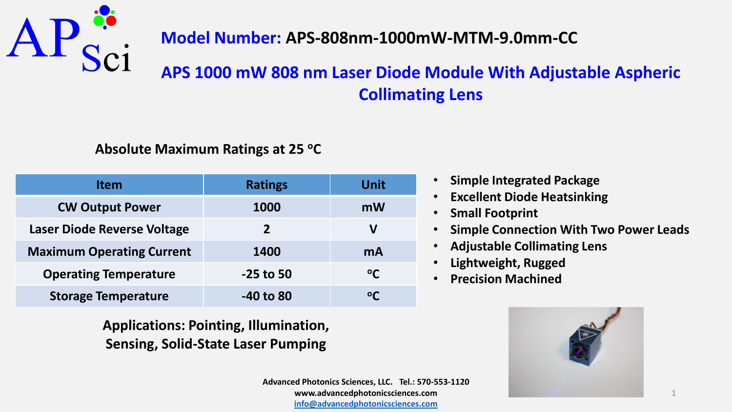**Model Number:** **APS-808nm-1000mW-MTM-9.0mm-CC**

# APS 1000 mW 808 nm Laser Diode Module With Adjustable Aspheric Collimating Lens

### Absolute Maximum Ratings at 25 $^{o}$C

| Item | Ratings | Unit |
|---|---|---|
| CW Output Power | 1000 | mW |
| Laser Diode Reverse Voltage | 2 | V |
| Maximum Operating Current | 1400 | mA |
| Operating Temperature | -25 to 50 | $^{o}$C |
| Storage Temperature | -40 to 80 | $^{o}$C |

- **Simple Integrated Package**
- **Excellent Diode Heatsinking**
- **Small Footprint**
- **Simple Connection With Two Power Leads**
- **Adjustable Collimating Lens**
- **Lightweight, Rugged**
- **Precision Machined**

**Applications: Pointing, Illumination, Sensing, Solid-State Laser Pumping**

**Advanced Photonics Sciences, LLC. Tel.: 570-553-1120**
**www.advancedphotonicsciences.com**
**info@advancedphotonicsciences.com**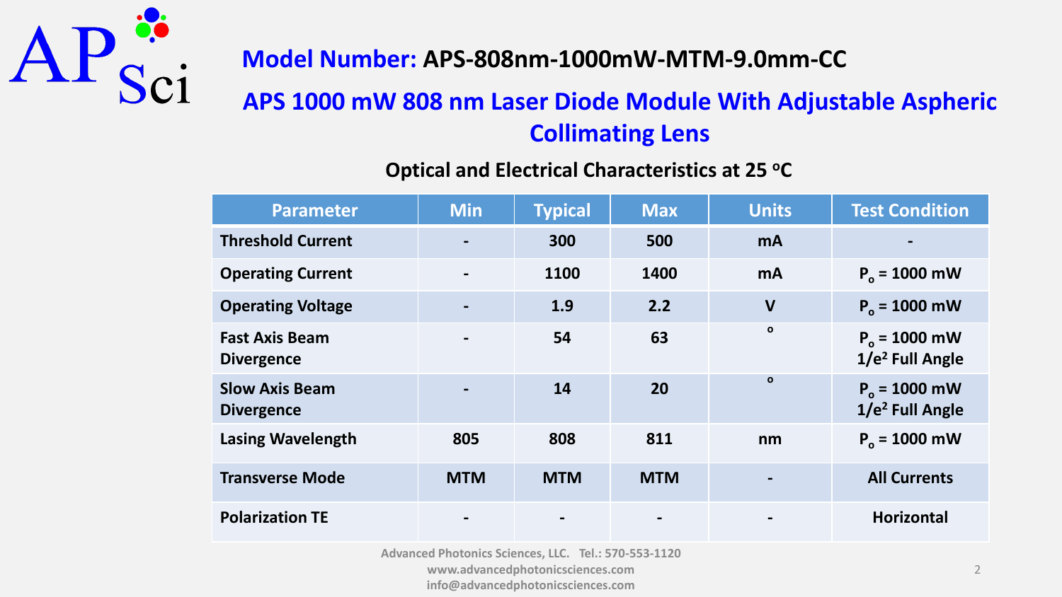## Model Number: APS-808nm-1000mW-MTM-9.0mm-CC

## APS 1000 mW 808 nm Laser Diode Module With Adjustable Aspheric Collimating Lens

### Optical and Electrical Characteristics at 25 °C

| Parameter | Min | Typical | Max | Units | Test Condition |
|---|---|---|---|---|---|
| Threshold Current | - | 300 | 500 | mA | - |
| Operating Current | - | 1100 | 1400 | mA | $P_o$ = 1000 mW |
| Operating Voltage | - | 1.9 | 2.2 | V | $P_o$ = 1000 mW |
| Fast Axis Beam Divergence | - | 54 | 63 | ° | $P_o$ = 1000 mW $1/e^2$ Full Angle |
| Slow Axis Beam Divergence | - | 14 | 20 | ° | $P_o$ = 1000 mW $1/e^2$ Full Angle |
| Lasing Wavelength | 805 | 808 | 811 | nm | $P_o$ = 1000 mW |
| Transverse Mode | MTM | MTM | MTM | - | All Currents |
| Polarization TE | - | - | - | - | Horizontal |

Advanced Photonics Sciences, LLC. Tel.: 570-553-1120
www.advancedphotonicsciences.com
info@advancedphotonicsciences.com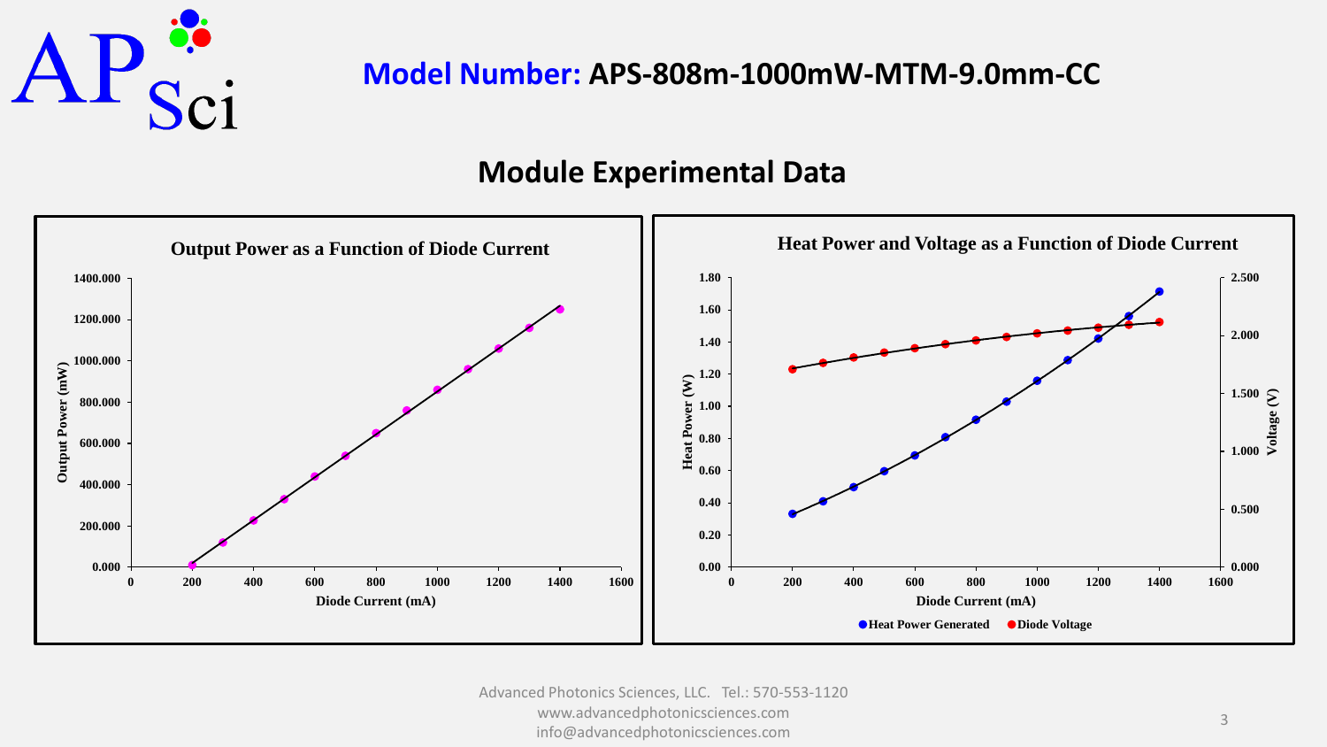**Model Number:** **APS-808m-1000mW-MTM-9.0mm-CC**

## Module Experimental Data

**Output Power as a Function of Diode Current**

Output Power (mW) vs. Diode Current (mA)

**Heat Power and Voltage as a Function of Diode Current**

Heat Power (W) / Voltage (V) vs. Diode Current (mA)

- Heat Power Generated
- Diode Voltage

Advanced Photonics Sciences, LLC. Tel.: 570-553-1120
www.advancedphotonicsciences.com
info@advancedphotonicsciences.com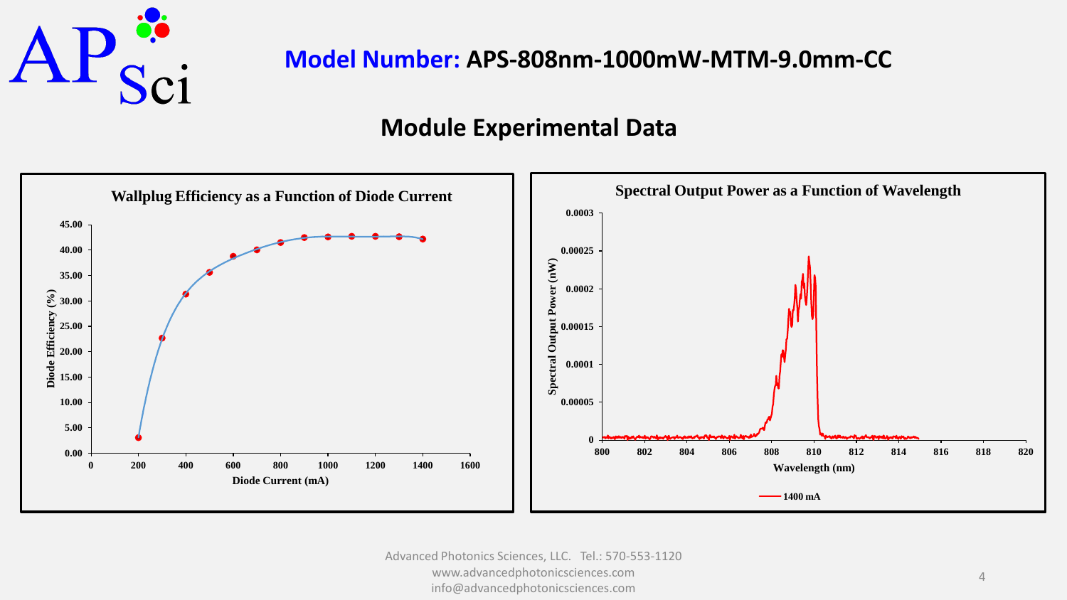**Model Number:** **APS-808nm-1000mW-MTM-9.0mm-CC**

## Module Experimental Data

**Wallplug Efficiency as a Function of Diode Current**

Diode Efficiency (%) vs. Diode Current (mA)

**Spectral Output Power as a Function of Wavelength**

Spectral Output Power (nW) vs. Wavelength (nm)

1400 mA

Advanced Photonics Sciences, LLC. Tel.: 570-553-1120
www.advancedphotonicsciences.com
info@advancedphotonicsciences.com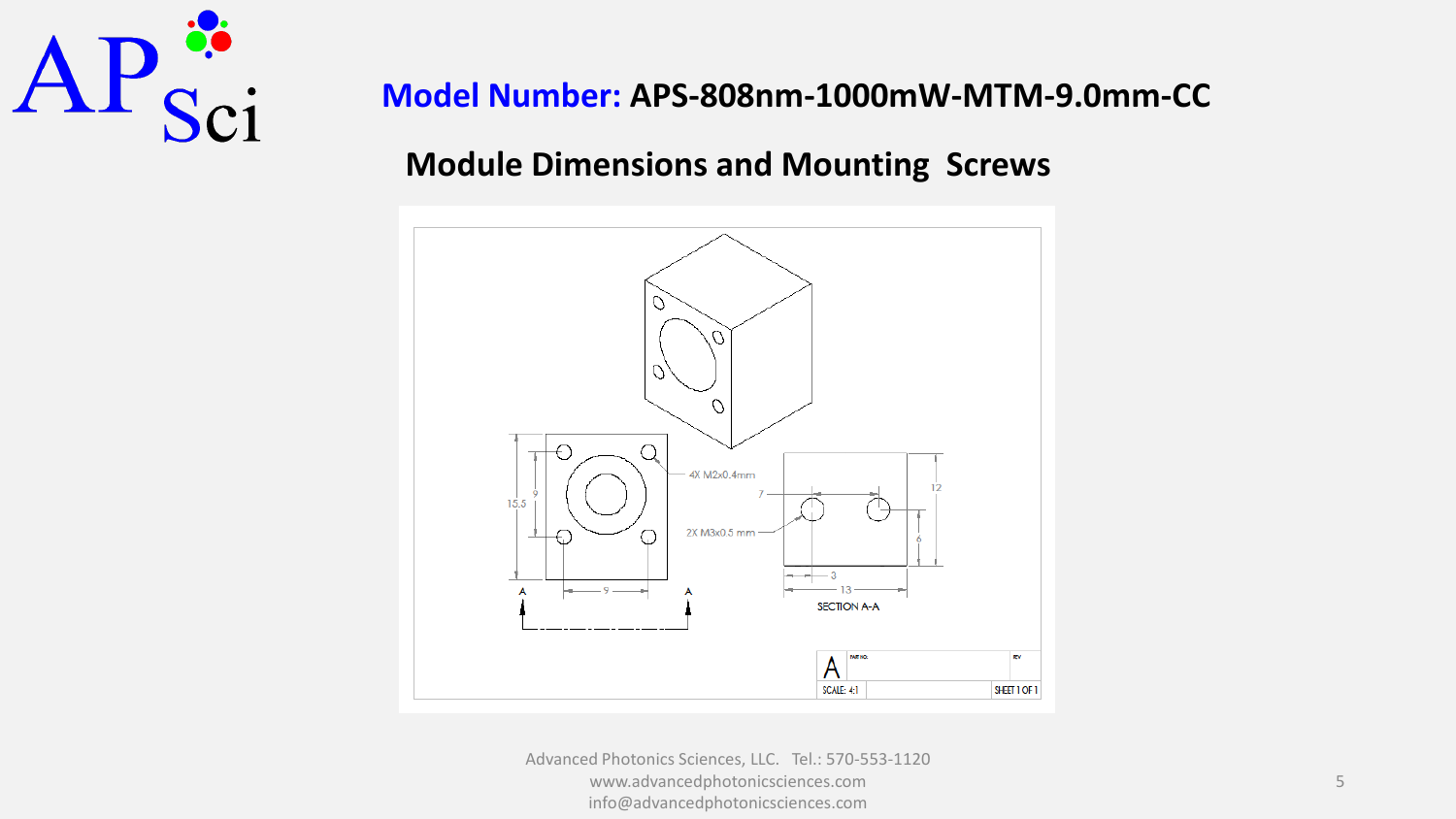**Model Number:** **APS-808nm-1000mW-MTM-9.0mm-CC**

## Module Dimensions and Mounting Screws

4X M2x0.4mm

2X M3x0.5 mm

SECTION A-A

SCALE: 4:1

SHEET 1 OF 1

Advanced Photonics Sciences, LLC. Tel.: 570-553-1120
www.advancedphotonicsciences.com
info@advancedphotonicsciences.com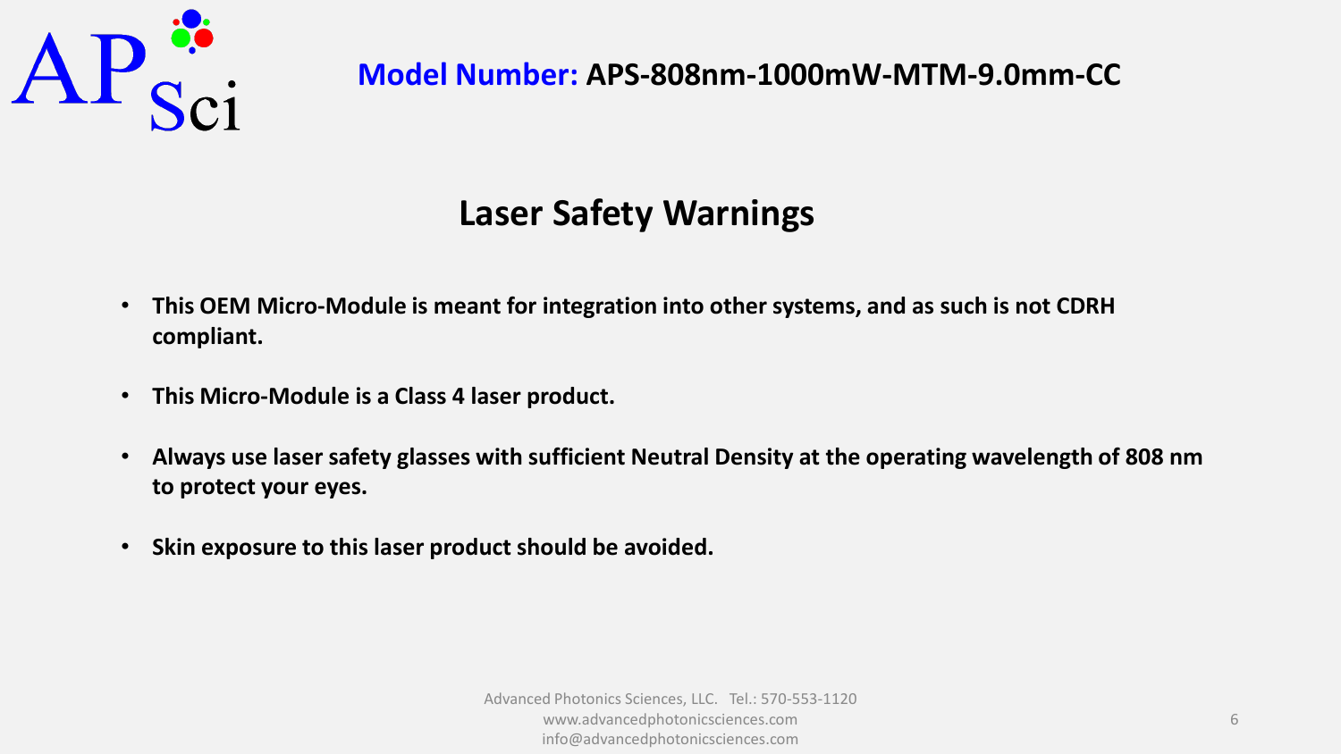**Model Number:** **APS-808nm-1000mW-MTM-9.0mm-CC**

# Laser Safety Warnings

- **This OEM Micro-Module is meant for integration into other systems, and as such is not CDRH compliant.**
- **This Micro-Module is a Class 4 laser product.**
- **Always use laser safety glasses with sufficient Neutral Density at the operating wavelength of 808 nm to protect your eyes.**
- **Skin exposure to this laser product should be avoided.**

Advanced Photonics Sciences, LLC. Tel.: 570-553-1120
www.advancedphotonicsciences.com
info@advancedphotonicsciences.com